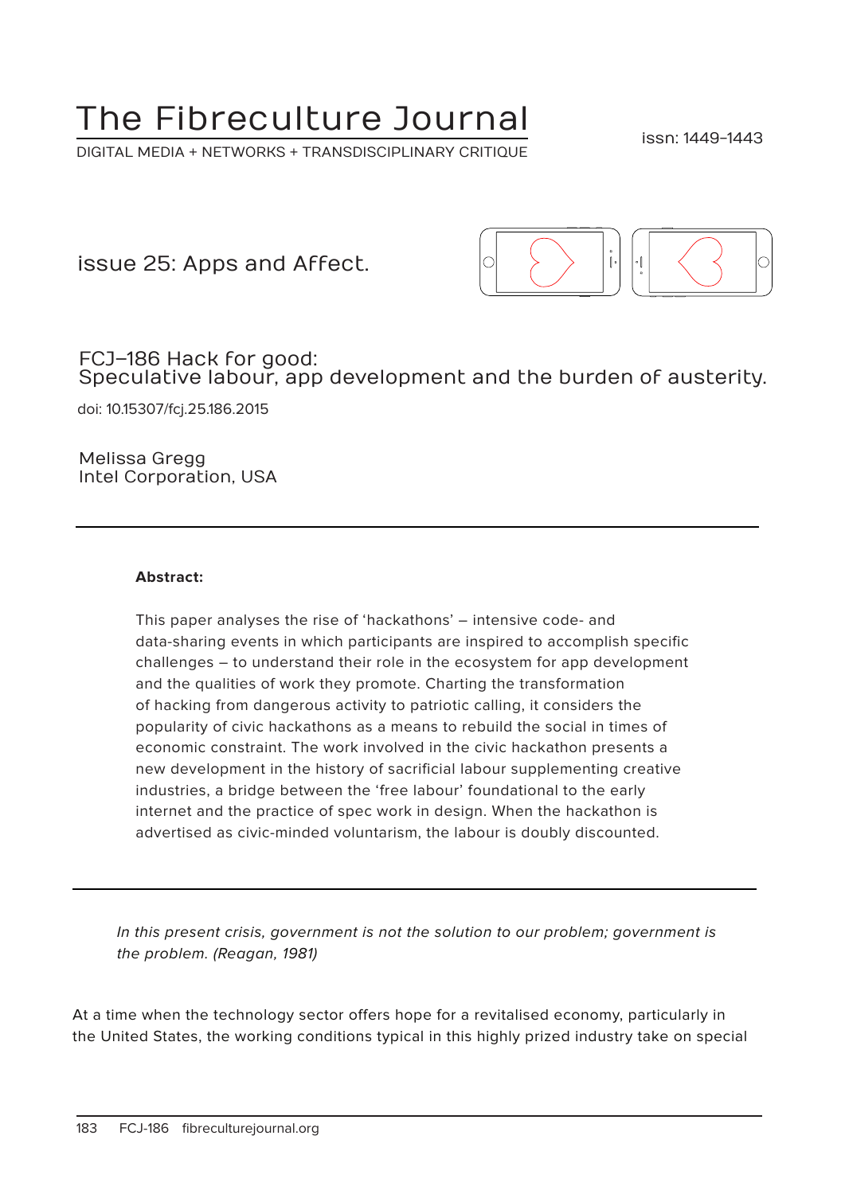# The Fibreculture Journal

DIGITAL MEDIA + NETWORKS + TRANSDISCIPLINARY CRITIQUE

issn: 1449-1443

## issue 25: Apps and Affect.

## FCJ–186 Hack for good: Speculative labour, app development and the burden of austerity.

doi: 10.15307/fcj.25.186.2015

Melissa Gregg
Intel Corporation, USA

---

**Abstract:**

This paper analyses the rise of 'hackathons' – intensive code- and data-sharing events in which participants are inspired to accomplish specific challenges – to understand their role in the ecosystem for app development and the qualities of work they promote. Charting the transformation of hacking from dangerous activity to patriotic calling, it considers the popularity of civic hackathons as a means to rebuild the social in times of economic constraint. The work involved in the civic hackathon presents a new development in the history of sacrificial labour supplementing creative industries, a bridge between the 'free labour' foundational to the early internet and the practice of spec work in design. When the hackathon is advertised as civic-minded voluntarism, the labour is doubly discounted.

---

*In this present crisis, government is not the solution to our problem; government is the problem. (Reagan, 1981)*

At a time when the technology sector offers hope for a revitalised economy, particularly in the United States, the working conditions typical in this highly prized industry take on special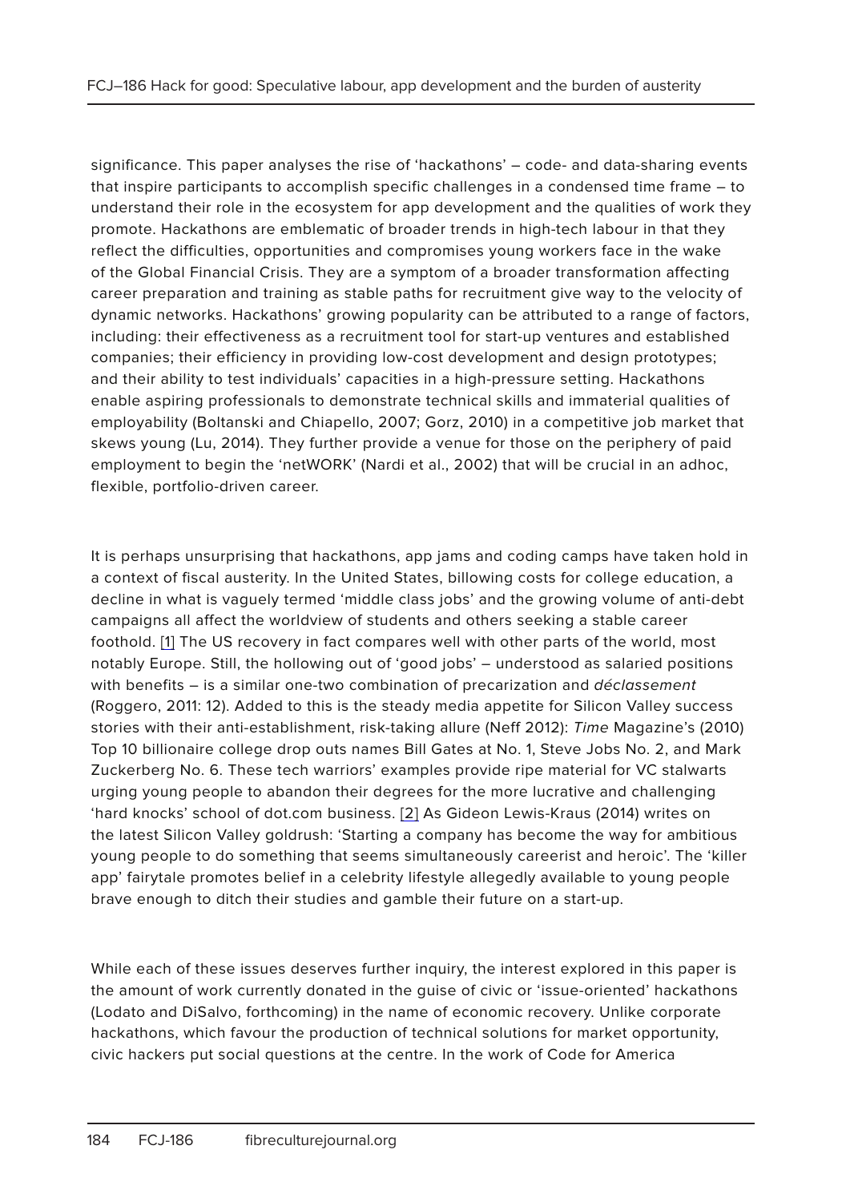significance. This paper analyses the rise of 'hackathons' – code- and data-sharing events that inspire participants to accomplish specific challenges in a condensed time frame – to understand their role in the ecosystem for app development and the qualities of work they promote. Hackathons are emblematic of broader trends in high-tech labour in that they reflect the difficulties, opportunities and compromises young workers face in the wake of the Global Financial Crisis. They are a symptom of a broader transformation affecting career preparation and training as stable paths for recruitment give way to the velocity of dynamic networks. Hackathons' growing popularity can be attributed to a range of factors, including: their effectiveness as a recruitment tool for start-up ventures and established companies; their efficiency in providing low-cost development and design prototypes; and their ability to test individuals' capacities in a high-pressure setting. Hackathons enable aspiring professionals to demonstrate technical skills and immaterial qualities of employability (Boltanski and Chiapello, 2007; Gorz, 2010) in a competitive job market that skews young (Lu, 2014). They further provide a venue for those on the periphery of paid employment to begin the 'netWORK' (Nardi et al., 2002) that will be crucial in an adhoc, flexible, portfolio-driven career.

It is perhaps unsurprising that hackathons, app jams and coding camps have taken hold in a context of fiscal austerity. In the United States, billowing costs for college education, a decline in what is vaguely termed 'middle class jobs' and the growing volume of anti-debt campaigns all affect the worldview of students and others seeking a stable career foothold. [1] The US recovery in fact compares well with other parts of the world, most notably Europe. Still, the hollowing out of 'good jobs' – understood as salaried positions with benefits – is a similar one-two combination of precarization and *déclassement* (Roggero, 2011: 12). Added to this is the steady media appetite for Silicon Valley success stories with their anti-establishment, risk-taking allure (Neff 2012): *Time* Magazine's (2010) Top 10 billionaire college drop outs names Bill Gates at No. 1, Steve Jobs No. 2, and Mark Zuckerberg No. 6. These tech warriors' examples provide ripe material for VC stalwarts urging young people to abandon their degrees for the more lucrative and challenging 'hard knocks' school of dot.com business. [2] As Gideon Lewis-Kraus (2014) writes on the latest Silicon Valley goldrush: 'Starting a company has become the way for ambitious young people to do something that seems simultaneously careerist and heroic'. The 'killer app' fairytale promotes belief in a celebrity lifestyle allegedly available to young people brave enough to ditch their studies and gamble their future on a start-up.

While each of these issues deserves further inquiry, the interest explored in this paper is the amount of work currently donated in the guise of civic or 'issue-oriented' hackathons (Lodato and DiSalvo, forthcoming) in the name of economic recovery. Unlike corporate hackathons, which favour the production of technical solutions for market opportunity, civic hackers put social questions at the centre. In the work of Code for America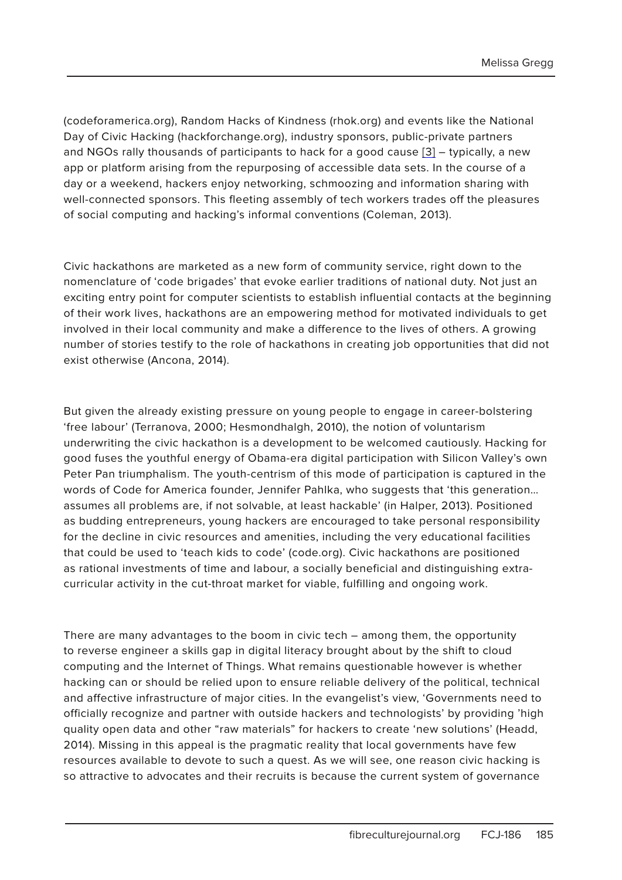(codeforamerica.org), Random Hacks of Kindness (rhok.org) and events like the National Day of Civic Hacking (hackforchange.org), industry sponsors, public-private partners and NGOs rally thousands of participants to hack for a good cause [3] – typically, a new app or platform arising from the repurposing of accessible data sets. In the course of a day or a weekend, hackers enjoy networking, schmoozing and information sharing with well-connected sponsors. This fleeting assembly of tech workers trades off the pleasures of social computing and hacking's informal conventions (Coleman, 2013).

Civic hackathons are marketed as a new form of community service, right down to the nomenclature of 'code brigades' that evoke earlier traditions of national duty. Not just an exciting entry point for computer scientists to establish influential contacts at the beginning of their work lives, hackathons are an empowering method for motivated individuals to get involved in their local community and make a difference to the lives of others. A growing number of stories testify to the role of hackathons in creating job opportunities that did not exist otherwise (Ancona, 2014).

But given the already existing pressure on young people to engage in career-bolstering 'free labour' (Terranova, 2000; Hesmondhalgh, 2010), the notion of voluntarism underwriting the civic hackathon is a development to be welcomed cautiously. Hacking for good fuses the youthful energy of Obama-era digital participation with Silicon Valley's own Peter Pan triumphalism. The youth-centrism of this mode of participation is captured in the words of Code for America founder, Jennifer Pahlka, who suggests that 'this generation… assumes all problems are, if not solvable, at least hackable' (in Halper, 2013). Positioned as budding entrepreneurs, young hackers are encouraged to take personal responsibility for the decline in civic resources and amenities, including the very educational facilities that could be used to 'teach kids to code' (code.org). Civic hackathons are positioned as rational investments of time and labour, a socially beneficial and distinguishing extra-curricular activity in the cut-throat market for viable, fulfilling and ongoing work.

There are many advantages to the boom in civic tech – among them, the opportunity to reverse engineer a skills gap in digital literacy brought about by the shift to cloud computing and the Internet of Things. What remains questionable however is whether hacking can or should be relied upon to ensure reliable delivery of the political, technical and affective infrastructure of major cities. In the evangelist's view, 'Governments need to officially recognize and partner with outside hackers and technologists' by providing 'high quality open data and other "raw materials" for hackers to create 'new solutions' (Headd, 2014). Missing in this appeal is the pragmatic reality that local governments have few resources available to devote to such a quest. As we will see, one reason civic hacking is so attractive to advocates and their recruits is because the current system of governance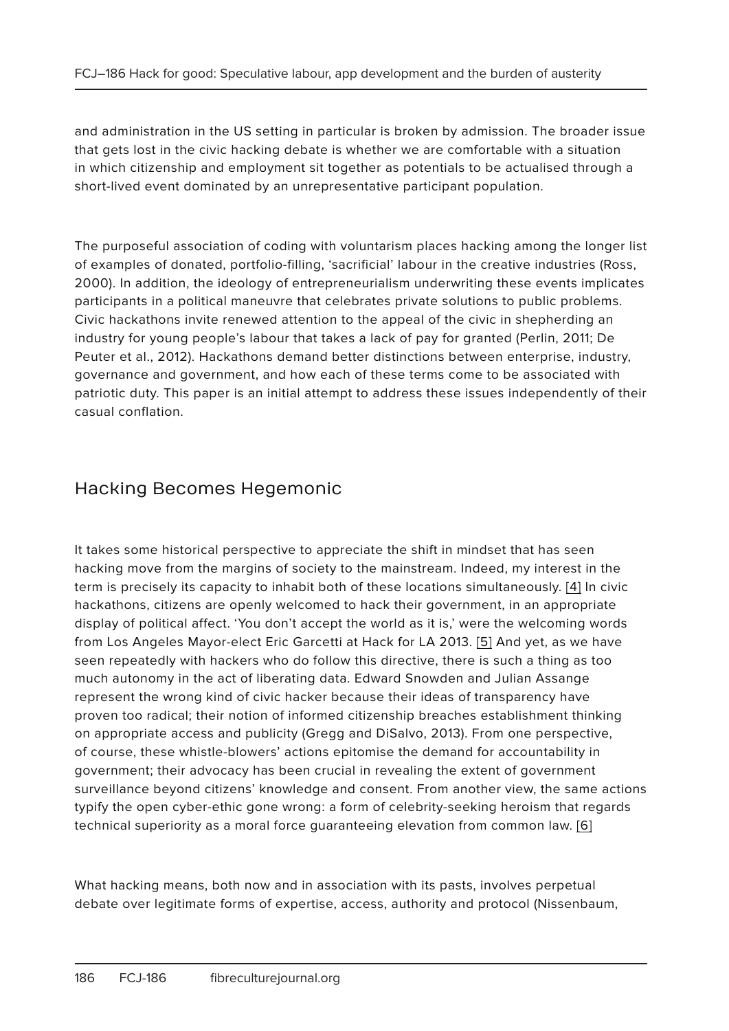and administration in the US setting in particular is broken by admission. The broader issue that gets lost in the civic hacking debate is whether we are comfortable with a situation in which citizenship and employment sit together as potentials to be actualised through a short-lived event dominated by an unrepresentative participant population.

The purposeful association of coding with voluntarism places hacking among the longer list of examples of donated, portfolio-filling, 'sacrificial' labour in the creative industries (Ross, 2000). In addition, the ideology of entrepreneurialism underwriting these events implicates participants in a political maneuvre that celebrates private solutions to public problems. Civic hackathons invite renewed attention to the appeal of the civic in shepherding an industry for young people's labour that takes a lack of pay for granted (Perlin, 2011; De Peuter et al., 2012). Hackathons demand better distinctions between enterprise, industry, governance and government, and how each of these terms come to be associated with patriotic duty. This paper is an initial attempt to address these issues independently of their casual conflation.

## Hacking Becomes Hegemonic

It takes some historical perspective to appreciate the shift in mindset that has seen hacking move from the margins of society to the mainstream. Indeed, my interest in the term is precisely its capacity to inhabit both of these locations simultaneously. [4] In civic hackathons, citizens are openly welcomed to hack their government, in an appropriate display of political affect. 'You don't accept the world as it is,' were the welcoming words from Los Angeles Mayor-elect Eric Garcetti at Hack for LA 2013. [5] And yet, as we have seen repeatedly with hackers who do follow this directive, there is such a thing as too much autonomy in the act of liberating data. Edward Snowden and Julian Assange represent the wrong kind of civic hacker because their ideas of transparency have proven too radical; their notion of informed citizenship breaches establishment thinking on appropriate access and publicity (Gregg and DiSalvo, 2013). From one perspective, of course, these whistle-blowers' actions epitomise the demand for accountability in government; their advocacy has been crucial in revealing the extent of government surveillance beyond citizens' knowledge and consent. From another view, the same actions typify the open cyber-ethic gone wrong: a form of celebrity-seeking heroism that regards technical superiority as a moral force guaranteeing elevation from common law. [6]

What hacking means, both now and in association with its pasts, involves perpetual debate over legitimate forms of expertise, access, authority and protocol (Nissenbaum,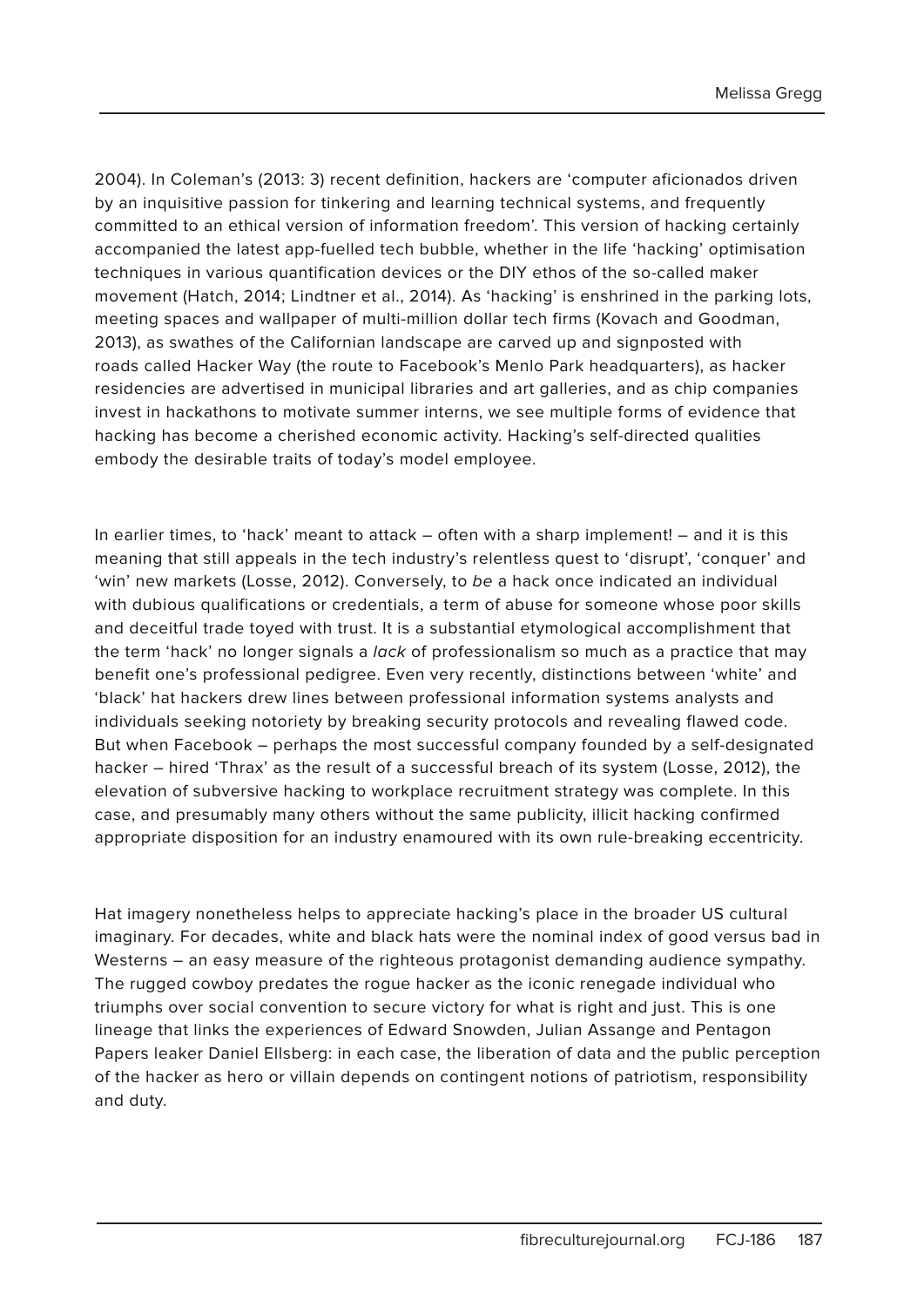2004). In Coleman's (2013: 3) recent definition, hackers are 'computer aficionados driven by an inquisitive passion for tinkering and learning technical systems, and frequently committed to an ethical version of information freedom'. This version of hacking certainly accompanied the latest app-fuelled tech bubble, whether in the life 'hacking' optimisation techniques in various quantification devices or the DIY ethos of the so-called maker movement (Hatch, 2014; Lindtner et al., 2014). As 'hacking' is enshrined in the parking lots, meeting spaces and wallpaper of multi-million dollar tech firms (Kovach and Goodman, 2013), as swathes of the Californian landscape are carved up and signposted with roads called Hacker Way (the route to Facebook's Menlo Park headquarters), as hacker residencies are advertised in municipal libraries and art galleries, and as chip companies invest in hackathons to motivate summer interns, we see multiple forms of evidence that hacking has become a cherished economic activity. Hacking's self-directed qualities embody the desirable traits of today's model employee.

In earlier times, to 'hack' meant to attack – often with a sharp implement! – and it is this meaning that still appeals in the tech industry's relentless quest to 'disrupt', 'conquer' and 'win' new markets (Losse, 2012). Conversely, to *be* a hack once indicated an individual with dubious qualifications or credentials, a term of abuse for someone whose poor skills and deceitful trade toyed with trust. It is a substantial etymological accomplishment that the term 'hack' no longer signals a *lack* of professionalism so much as a practice that may benefit one's professional pedigree. Even very recently, distinctions between 'white' and 'black' hat hackers drew lines between professional information systems analysts and individuals seeking notoriety by breaking security protocols and revealing flawed code. But when Facebook – perhaps the most successful company founded by a self-designated hacker – hired 'Thrax' as the result of a successful breach of its system (Losse, 2012), the elevation of subversive hacking to workplace recruitment strategy was complete. In this case, and presumably many others without the same publicity, illicit hacking confirmed appropriate disposition for an industry enamoured with its own rule-breaking eccentricity.

Hat imagery nonetheless helps to appreciate hacking's place in the broader US cultural imaginary. For decades, white and black hats were the nominal index of good versus bad in Westerns – an easy measure of the righteous protagonist demanding audience sympathy. The rugged cowboy predates the rogue hacker as the iconic renegade individual who triumphs over social convention to secure victory for what is right and just. This is one lineage that links the experiences of Edward Snowden, Julian Assange and Pentagon Papers leaker Daniel Ellsberg: in each case, the liberation of data and the public perception of the hacker as hero or villain depends on contingent notions of patriotism, responsibility and duty.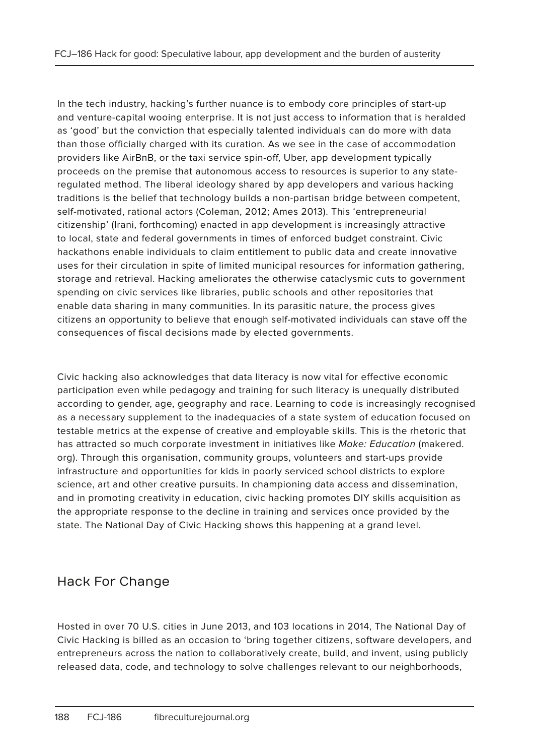In the tech industry, hacking's further nuance is to embody core principles of start-up and venture-capital wooing enterprise. It is not just access to information that is heralded as 'good' but the conviction that especially talented individuals can do more with data than those officially charged with its curation. As we see in the case of accommodation providers like AirBnB, or the taxi service spin-off, Uber, app development typically proceeds on the premise that autonomous access to resources is superior to any state-regulated method. The liberal ideology shared by app developers and various hacking traditions is the belief that technology builds a non-partisan bridge between competent, self-motivated, rational actors (Coleman, 2012; Ames 2013). This 'entrepreneurial citizenship' (Irani, forthcoming) enacted in app development is increasingly attractive to local, state and federal governments in times of enforced budget constraint. Civic hackathons enable individuals to claim entitlement to public data and create innovative uses for their circulation in spite of limited municipal resources for information gathering, storage and retrieval. Hacking ameliorates the otherwise cataclysmic cuts to government spending on civic services like libraries, public schools and other repositories that enable data sharing in many communities. In its parasitic nature, the process gives citizens an opportunity to believe that enough self-motivated individuals can stave off the consequences of fiscal decisions made by elected governments.

Civic hacking also acknowledges that data literacy is now vital for effective economic participation even while pedagogy and training for such literacy is unequally distributed according to gender, age, geography and race. Learning to code is increasingly recognised as a necessary supplement to the inadequacies of a state system of education focused on testable metrics at the expense of creative and employable skills. This is the rhetoric that has attracted so much corporate investment in initiatives like *Make: Education* (makered.org). Through this organisation, community groups, volunteers and start-ups provide infrastructure and opportunities for kids in poorly serviced school districts to explore science, art and other creative pursuits. In championing data access and dissemination, and in promoting creativity in education, civic hacking promotes DIY skills acquisition as the appropriate response to the decline in training and services once provided by the state. The National Day of Civic Hacking shows this happening at a grand level.

## Hack For Change

Hosted in over 70 U.S. cities in June 2013, and 103 locations in 2014, The National Day of Civic Hacking is billed as an occasion to 'bring together citizens, software developers, and entrepreneurs across the nation to collaboratively create, build, and invent, using publicly released data, code, and technology to solve challenges relevant to our neighborhoods,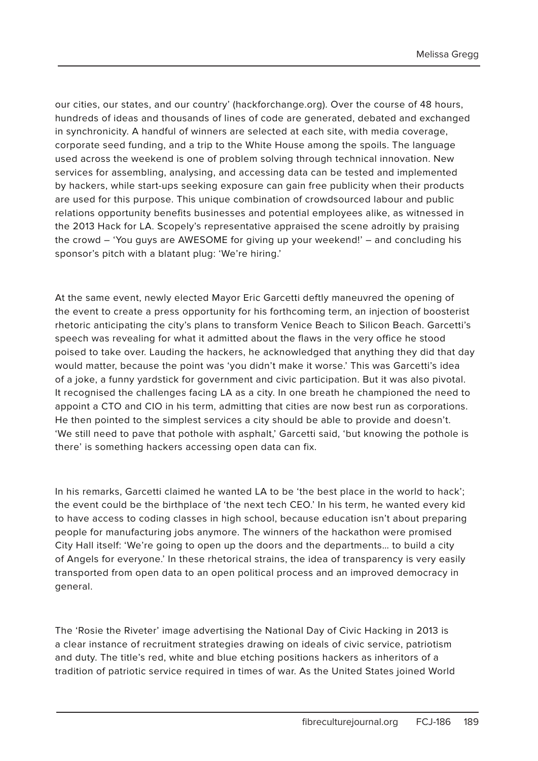our cities, our states, and our country' (hackforchange.org). Over the course of 48 hours, hundreds of ideas and thousands of lines of code are generated, debated and exchanged in synchronicity. A handful of winners are selected at each site, with media coverage, corporate seed funding, and a trip to the White House among the spoils. The language used across the weekend is one of problem solving through technical innovation. New services for assembling, analysing, and accessing data can be tested and implemented by hackers, while start-ups seeking exposure can gain free publicity when their products are used for this purpose. This unique combination of crowdsourced labour and public relations opportunity benefits businesses and potential employees alike, as witnessed in the 2013 Hack for LA. Scopely's representative appraised the scene adroitly by praising the crowd – 'You guys are AWESOME for giving up your weekend!' – and concluding his sponsor's pitch with a blatant plug: 'We're hiring.'

At the same event, newly elected Mayor Eric Garcetti deftly maneuvred the opening of the event to create a press opportunity for his forthcoming term, an injection of boosterist rhetoric anticipating the city's plans to transform Venice Beach to Silicon Beach. Garcetti's speech was revealing for what it admitted about the flaws in the very office he stood poised to take over. Lauding the hackers, he acknowledged that anything they did that day would matter, because the point was 'you didn't make it worse.' This was Garcetti's idea of a joke, a funny yardstick for government and civic participation. But it was also pivotal. It recognised the challenges facing LA as a city. In one breath he championed the need to appoint a CTO and CIO in his term, admitting that cities are now best run as corporations. He then pointed to the simplest services a city should be able to provide and doesn't. 'We still need to pave that pothole with asphalt,' Garcetti said, 'but knowing the pothole is there' is something hackers accessing open data can fix.

In his remarks, Garcetti claimed he wanted LA to be 'the best place in the world to hack'; the event could be the birthplace of 'the next tech CEO.' In his term, he wanted every kid to have access to coding classes in high school, because education isn't about preparing people for manufacturing jobs anymore. The winners of the hackathon were promised City Hall itself: 'We're going to open up the doors and the departments… to build a city of Angels for everyone.' In these rhetorical strains, the idea of transparency is very easily transported from open data to an open political process and an improved democracy in general.

The 'Rosie the Riveter' image advertising the National Day of Civic Hacking in 2013 is a clear instance of recruitment strategies drawing on ideals of civic service, patriotism and duty. The title's red, white and blue etching positions hackers as inheritors of a tradition of patriotic service required in times of war. As the United States joined World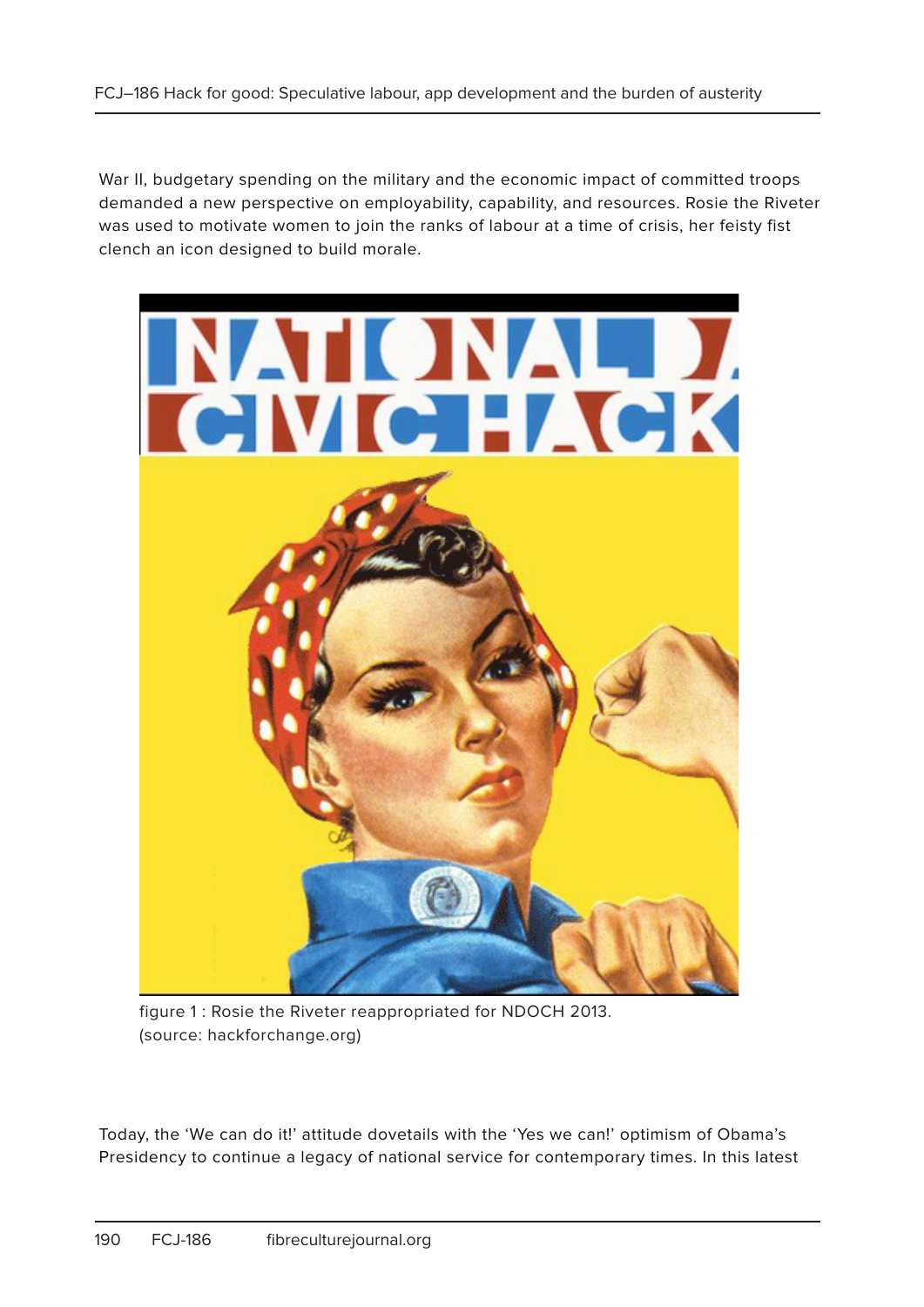War II, budgetary spending on the military and the economic impact of committed troops demanded a new perspective on employability, capability, and resources. Rosie the Riveter was used to motivate women to join the ranks of labour at a time of crisis, her feisty fist clench an icon designed to build morale.

figure 1 : Rosie the Riveter reappropriated for NDOCH 2013. (source: hackforchange.org)

Today, the 'We can do it!' attitude dovetails with the 'Yes we can!' optimism of Obama's Presidency to continue a legacy of national service for contemporary times. In this latest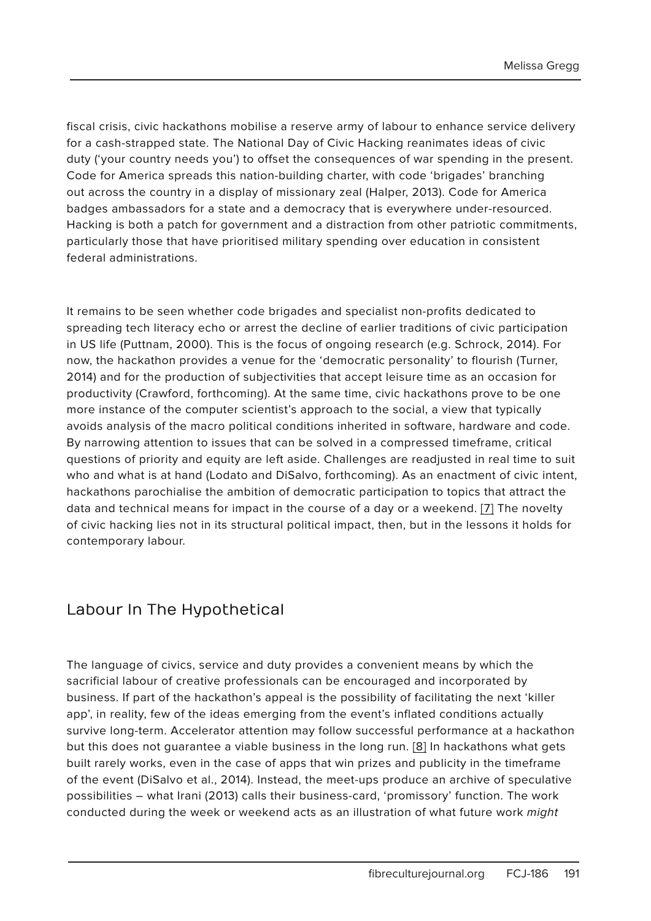fiscal crisis, civic hackathons mobilise a reserve army of labour to enhance service delivery for a cash-strapped state. The National Day of Civic Hacking reanimates ideas of civic duty ('your country needs you') to offset the consequences of war spending in the present. Code for America spreads this nation-building charter, with code 'brigades' branching out across the country in a display of missionary zeal (Halper, 2013). Code for America badges ambassadors for a state and a democracy that is everywhere under-resourced. Hacking is both a patch for government and a distraction from other patriotic commitments, particularly those that have prioritised military spending over education in consistent federal administrations.

It remains to be seen whether code brigades and specialist non-profits dedicated to spreading tech literacy echo or arrest the decline of earlier traditions of civic participation in US life (Puttnam, 2000). This is the focus of ongoing research (e.g. Schrock, 2014). For now, the hackathon provides a venue for the 'democratic personality' to flourish (Turner, 2014) and for the production of subjectivities that accept leisure time as an occasion for productivity (Crawford, forthcoming). At the same time, civic hackathons prove to be one more instance of the computer scientist's approach to the social, a view that typically avoids analysis of the macro political conditions inherited in software, hardware and code. By narrowing attention to issues that can be solved in a compressed timeframe, critical questions of priority and equity are left aside. Challenges are readjusted in real time to suit who and what is at hand (Lodato and DiSalvo, forthcoming). As an enactment of civic intent, hackathons parochialise the ambition of democratic participation to topics that attract the data and technical means for impact in the course of a day or a weekend. [7] The novelty of civic hacking lies not in its structural political impact, then, but in the lessons it holds for contemporary labour.

## Labour In The Hypothetical

The language of civics, service and duty provides a convenient means by which the sacrificial labour of creative professionals can be encouraged and incorporated by business. If part of the hackathon's appeal is the possibility of facilitating the next 'killer app', in reality, few of the ideas emerging from the event's inflated conditions actually survive long-term. Accelerator attention may follow successful performance at a hackathon but this does not guarantee a viable business in the long run. [8] In hackathons what gets built rarely works, even in the case of apps that win prizes and publicity in the timeframe of the event (DiSalvo et al., 2014). Instead, the meet-ups produce an archive of speculative possibilities – what Irani (2013) calls their business-card, 'promissory' function. The work conducted during the week or weekend acts as an illustration of what future work *might*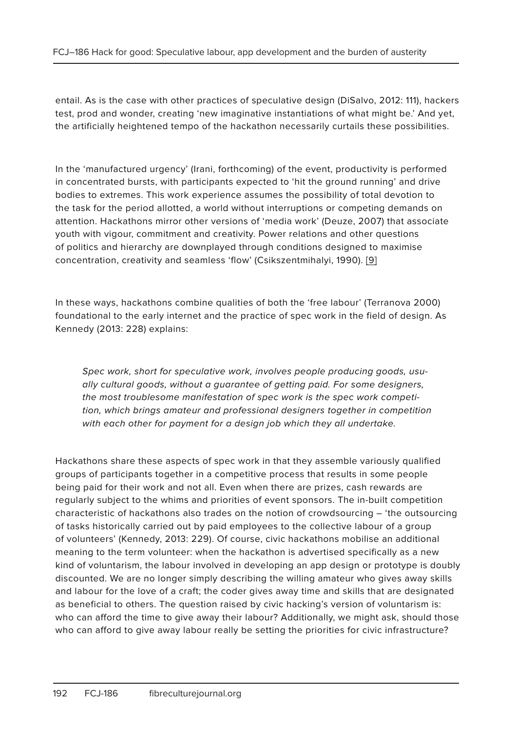entail. As is the case with other practices of speculative design (DiSalvo, 2012: 111), hackers test, prod and wonder, creating 'new imaginative instantiations of what might be.' And yet, the artificially heightened tempo of the hackathon necessarily curtails these possibilities.

In the 'manufactured urgency' (Irani, forthcoming) of the event, productivity is performed in concentrated bursts, with participants expected to 'hit the ground running' and drive bodies to extremes. This work experience assumes the possibility of total devotion to the task for the period allotted, a world without interruptions or competing demands on attention. Hackathons mirror other versions of 'media work' (Deuze, 2007) that associate youth with vigour, commitment and creativity. Power relations and other questions of politics and hierarchy are downplayed through conditions designed to maximise concentration, creativity and seamless 'flow' (Csikszentmihalyi, 1990). [9]

In these ways, hackathons combine qualities of both the 'free labour' (Terranova 2000) foundational to the early internet and the practice of spec work in the field of design. As Kennedy (2013: 228) explains:

> *Spec work, short for speculative work, involves people producing goods, usually cultural goods, without a guarantee of getting paid. For some designers, the most troublesome manifestation of spec work is the spec work competition, which brings amateur and professional designers together in competition with each other for payment for a design job which they all undertake.*

Hackathons share these aspects of spec work in that they assemble variously qualified groups of participants together in a competitive process that results in some people being paid for their work and not all. Even when there are prizes, cash rewards are regularly subject to the whims and priorities of event sponsors. The in-built competition characteristic of hackathons also trades on the notion of crowdsourcing – 'the outsourcing of tasks historically carried out by paid employees to the collective labour of a group of volunteers' (Kennedy, 2013: 229). Of course, civic hackathons mobilise an additional meaning to the term volunteer: when the hackathon is advertised specifically as a new kind of voluntarism, the labour involved in developing an app design or prototype is doubly discounted. We are no longer simply describing the willing amateur who gives away skills and labour for the love of a craft; the coder gives away time and skills that are designated as beneficial to others. The question raised by civic hacking's version of voluntarism is: who can afford the time to give away their labour? Additionally, we might ask, should those who can afford to give away labour really be setting the priorities for civic infrastructure?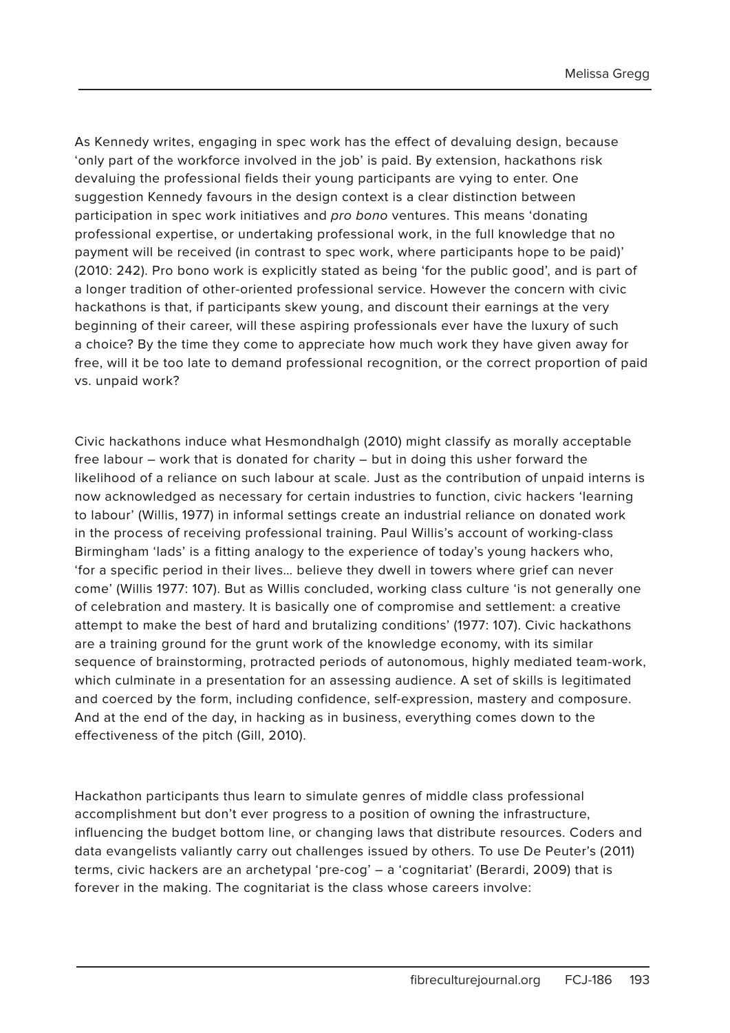As Kennedy writes, engaging in spec work has the effect of devaluing design, because 'only part of the workforce involved in the job' is paid. By extension, hackathons risk devaluing the professional fields their young participants are vying to enter. One suggestion Kennedy favours in the design context is a clear distinction between participation in spec work initiatives and *pro bono* ventures. This means 'donating professional expertise, or undertaking professional work, in the full knowledge that no payment will be received (in contrast to spec work, where participants hope to be paid)' (2010: 242). Pro bono work is explicitly stated as being 'for the public good', and is part of a longer tradition of other-oriented professional service. However the concern with civic hackathons is that, if participants skew young, and discount their earnings at the very beginning of their career, will these aspiring professionals ever have the luxury of such a choice? By the time they come to appreciate how much work they have given away for free, will it be too late to demand professional recognition, or the correct proportion of paid vs. unpaid work?

Civic hackathons induce what Hesmondhalgh (2010) might classify as morally acceptable free labour – work that is donated for charity – but in doing this usher forward the likelihood of a reliance on such labour at scale. Just as the contribution of unpaid interns is now acknowledged as necessary for certain industries to function, civic hackers 'learning to labour' (Willis, 1977) in informal settings create an industrial reliance on donated work in the process of receiving professional training. Paul Willis's account of working-class Birmingham 'lads' is a fitting analogy to the experience of today's young hackers who, 'for a specific period in their lives... believe they dwell in towers where grief can never come' (Willis 1977: 107). But as Willis concluded, working class culture 'is not generally one of celebration and mastery. It is basically one of compromise and settlement: a creative attempt to make the best of hard and brutalizing conditions' (1977: 107). Civic hackathons are a training ground for the grunt work of the knowledge economy, with its similar sequence of brainstorming, protracted periods of autonomous, highly mediated team-work, which culminate in a presentation for an assessing audience. A set of skills is legitimated and coerced by the form, including confidence, self-expression, mastery and composure. And at the end of the day, in hacking as in business, everything comes down to the effectiveness of the pitch (Gill, 2010).

Hackathon participants thus learn to simulate genres of middle class professional accomplishment but don't ever progress to a position of owning the infrastructure, influencing the budget bottom line, or changing laws that distribute resources. Coders and data evangelists valiantly carry out challenges issued by others. To use De Peuter's (2011) terms, civic hackers are an archetypal 'pre-cog' – a 'cognitariat' (Berardi, 2009) that is forever in the making. The cognitariat is the class whose careers involve: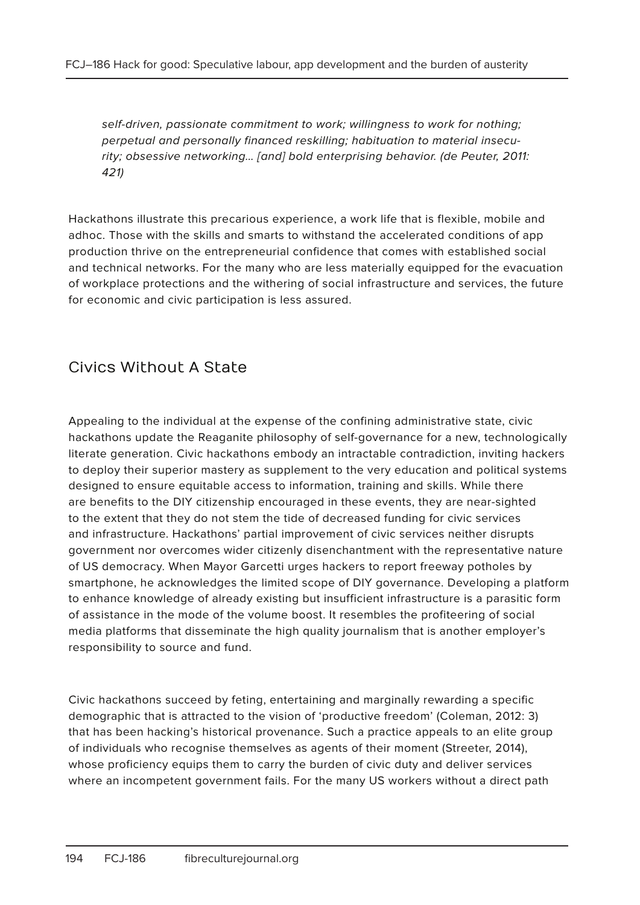> *self-driven, passionate commitment to work; willingness to work for nothing; perpetual and personally financed reskilling; habituation to material insecurity; obsessive networking… [and] bold enterprising behavior. (de Peuter, 2011: 421)*

Hackathons illustrate this precarious experience, a work life that is flexible, mobile and adhoc. Those with the skills and smarts to withstand the accelerated conditions of app production thrive on the entrepreneurial confidence that comes with established social and technical networks. For the many who are less materially equipped for the evacuation of workplace protections and the withering of social infrastructure and services, the future for economic and civic participation is less assured.

## Civics Without A State

Appealing to the individual at the expense of the confining administrative state, civic hackathons update the Reaganite philosophy of self-governance for a new, technologically literate generation. Civic hackathons embody an intractable contradiction, inviting hackers to deploy their superior mastery as supplement to the very education and political systems designed to ensure equitable access to information, training and skills. While there are benefits to the DIY citizenship encouraged in these events, they are near-sighted to the extent that they do not stem the tide of decreased funding for civic services and infrastructure. Hackathons' partial improvement of civic services neither disrupts government nor overcomes wider citizenly disenchantment with the representative nature of US democracy. When Mayor Garcetti urges hackers to report freeway potholes by smartphone, he acknowledges the limited scope of DIY governance. Developing a platform to enhance knowledge of already existing but insufficient infrastructure is a parasitic form of assistance in the mode of the volume boost. It resembles the profiteering of social media platforms that disseminate the high quality journalism that is another employer's responsibility to source and fund.

Civic hackathons succeed by feting, entertaining and marginally rewarding a specific demographic that is attracted to the vision of 'productive freedom' (Coleman, 2012: 3) that has been hacking's historical provenance. Such a practice appeals to an elite group of individuals who recognise themselves as agents of their moment (Streeter, 2014), whose proficiency equips them to carry the burden of civic duty and deliver services where an incompetent government fails. For the many US workers without a direct path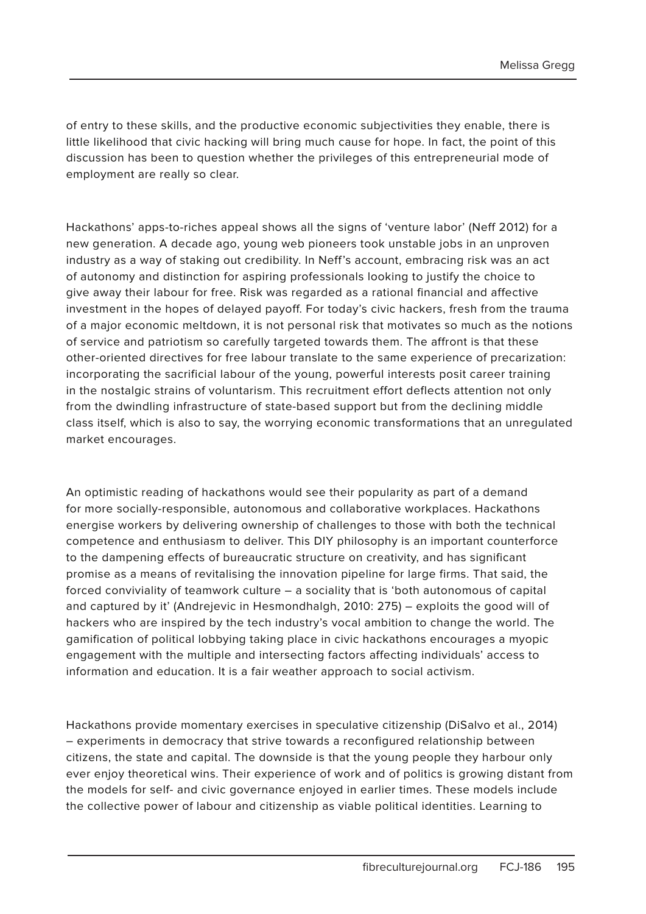of entry to these skills, and the productive economic subjectivities they enable, there is little likelihood that civic hacking will bring much cause for hope. In fact, the point of this discussion has been to question whether the privileges of this entrepreneurial mode of employment are really so clear.

Hackathons' apps-to-riches appeal shows all the signs of 'venture labor' (Neff 2012) for a new generation. A decade ago, young web pioneers took unstable jobs in an unproven industry as a way of staking out credibility. In Neff's account, embracing risk was an act of autonomy and distinction for aspiring professionals looking to justify the choice to give away their labour for free. Risk was regarded as a rational financial and affective investment in the hopes of delayed payoff. For today's civic hackers, fresh from the trauma of a major economic meltdown, it is not personal risk that motivates so much as the notions of service and patriotism so carefully targeted towards them. The affront is that these other-oriented directives for free labour translate to the same experience of precarization: incorporating the sacrificial labour of the young, powerful interests posit career training in the nostalgic strains of voluntarism. This recruitment effort deflects attention not only from the dwindling infrastructure of state-based support but from the declining middle class itself, which is also to say, the worrying economic transformations that an unregulated market encourages.

An optimistic reading of hackathons would see their popularity as part of a demand for more socially-responsible, autonomous and collaborative workplaces. Hackathons energise workers by delivering ownership of challenges to those with both the technical competence and enthusiasm to deliver. This DIY philosophy is an important counterforce to the dampening effects of bureaucratic structure on creativity, and has significant promise as a means of revitalising the innovation pipeline for large firms. That said, the forced conviviality of teamwork culture – a sociality that is 'both autonomous of capital and captured by it' (Andrejevic in Hesmondhalgh, 2010: 275) – exploits the good will of hackers who are inspired by the tech industry's vocal ambition to change the world. The gamification of political lobbying taking place in civic hackathons encourages a myopic engagement with the multiple and intersecting factors affecting individuals' access to information and education. It is a fair weather approach to social activism.

Hackathons provide momentary exercises in speculative citizenship (DiSalvo et al., 2014) – experiments in democracy that strive towards a reconfigured relationship between citizens, the state and capital. The downside is that the young people they harbour only ever enjoy theoretical wins. Their experience of work and of politics is growing distant from the models for self- and civic governance enjoyed in earlier times. These models include the collective power of labour and citizenship as viable political identities. Learning to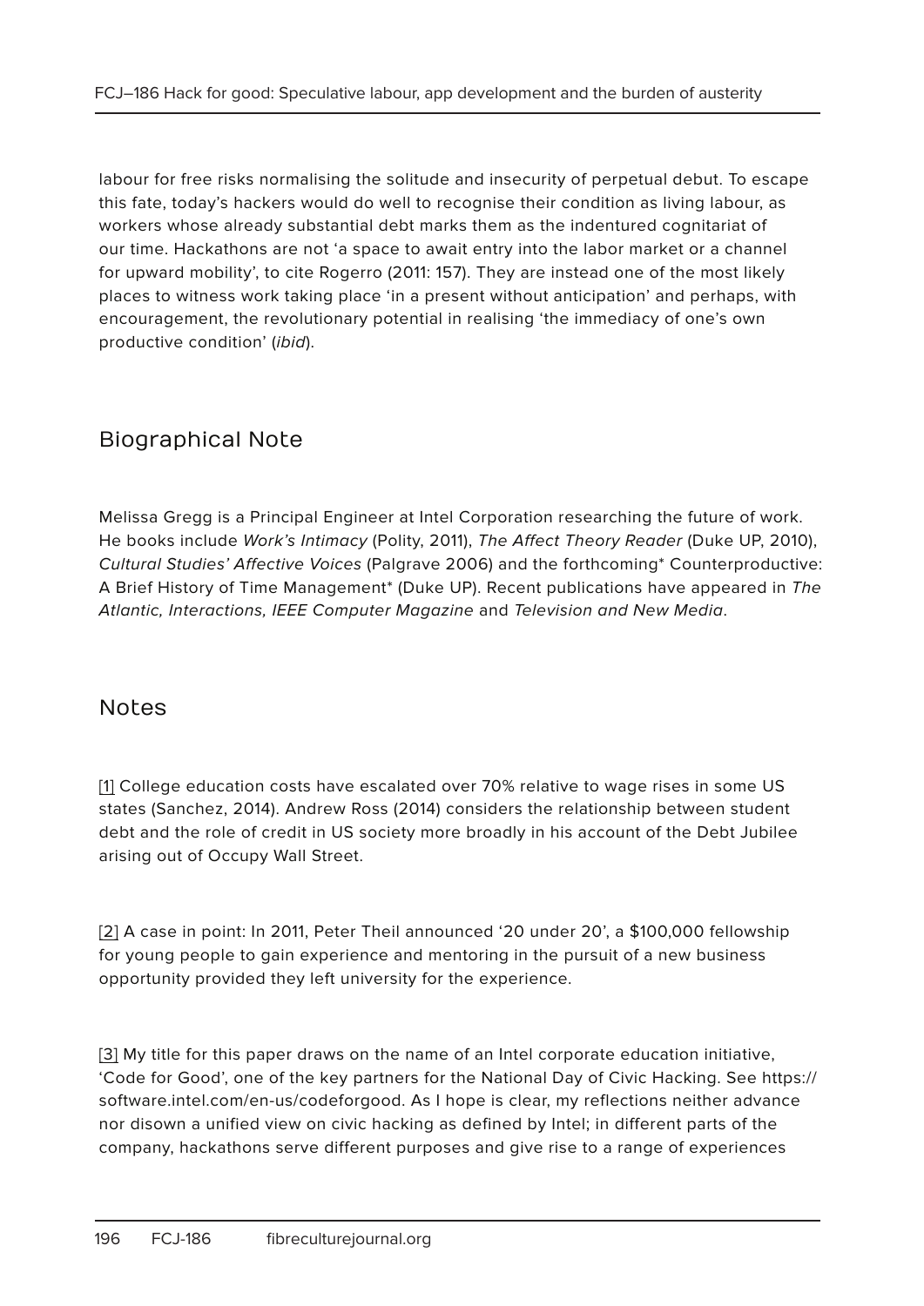labour for free risks normalising the solitude and insecurity of perpetual debut. To escape this fate, today's hackers would do well to recognise their condition as living labour, as workers whose already substantial debt marks them as the indentured cognitariat of our time. Hackathons are not 'a space to await entry into the labor market or a channel for upward mobility', to cite Rogerro (2011: 157). They are instead one of the most likely places to witness work taking place 'in a present without anticipation' and perhaps, with encouragement, the revolutionary potential in realising 'the immediacy of one's own productive condition' (*ibid*).

## Biographical Note

Melissa Gregg is a Principal Engineer at Intel Corporation researching the future of work. He books include *Work's Intimacy* (Polity, 2011), *The Affect Theory Reader* (Duke UP, 2010), *Cultural Studies' Affective Voices* (Palgrave 2006) and the forthcoming* Counterproductive: A Brief History of Time Management* (Duke UP). Recent publications have appeared in *The Atlantic, Interactions, IEEE Computer Magazine* and *Television and New Media*.

## Notes

[1] College education costs have escalated over 70% relative to wage rises in some US states (Sanchez, 2014). Andrew Ross (2014) considers the relationship between student debt and the role of credit in US society more broadly in his account of the Debt Jubilee arising out of Occupy Wall Street.

[2] A case in point: In 2011, Peter Theil announced '20 under 20', a $100,000 fellowship for young people to gain experience and mentoring in the pursuit of a new business opportunity provided they left university for the experience.

[3] My title for this paper draws on the name of an Intel corporate education initiative, 'Code for Good', one of the key partners for the National Day of Civic Hacking. See https://software.intel.com/en-us/codeforgood. As I hope is clear, my reflections neither advance nor disown a unified view on civic hacking as defined by Intel; in different parts of the company, hackathons serve different purposes and give rise to a range of experiences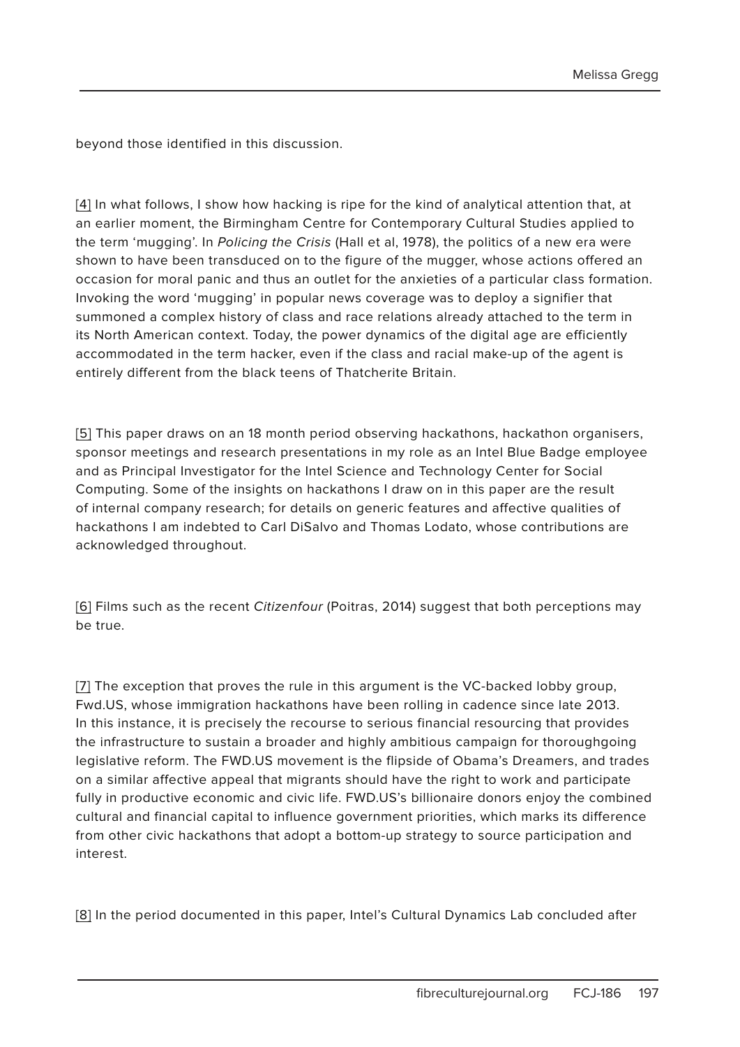beyond those identified in this discussion.

[4] In what follows, I show how hacking is ripe for the kind of analytical attention that, at an earlier moment, the Birmingham Centre for Contemporary Cultural Studies applied to the term 'mugging'. In *Policing the Crisis* (Hall et al, 1978), the politics of a new era were shown to have been transduced on to the figure of the mugger, whose actions offered an occasion for moral panic and thus an outlet for the anxieties of a particular class formation. Invoking the word 'mugging' in popular news coverage was to deploy a signifier that summoned a complex history of class and race relations already attached to the term in its North American context. Today, the power dynamics of the digital age are efficiently accommodated in the term hacker, even if the class and racial make-up of the agent is entirely different from the black teens of Thatcherite Britain.

[5] This paper draws on an 18 month period observing hackathons, hackathon organisers, sponsor meetings and research presentations in my role as an Intel Blue Badge employee and as Principal Investigator for the Intel Science and Technology Center for Social Computing. Some of the insights on hackathons I draw on in this paper are the result of internal company research; for details on generic features and affective qualities of hackathons I am indebted to Carl DiSalvo and Thomas Lodato, whose contributions are acknowledged throughout.

[6] Films such as the recent *Citizenfour* (Poitras, 2014) suggest that both perceptions may be true.

[7] The exception that proves the rule in this argument is the VC-backed lobby group, Fwd.US, whose immigration hackathons have been rolling in cadence since late 2013. In this instance, it is precisely the recourse to serious financial resourcing that provides the infrastructure to sustain a broader and highly ambitious campaign for thoroughgoing legislative reform. The FWD.US movement is the flipside of Obama's Dreamers, and trades on a similar affective appeal that migrants should have the right to work and participate fully in productive economic and civic life. FWD.US's billionaire donors enjoy the combined cultural and financial capital to influence government priorities, which marks its difference from other civic hackathons that adopt a bottom-up strategy to source participation and interest.

[8] In the period documented in this paper, Intel's Cultural Dynamics Lab concluded after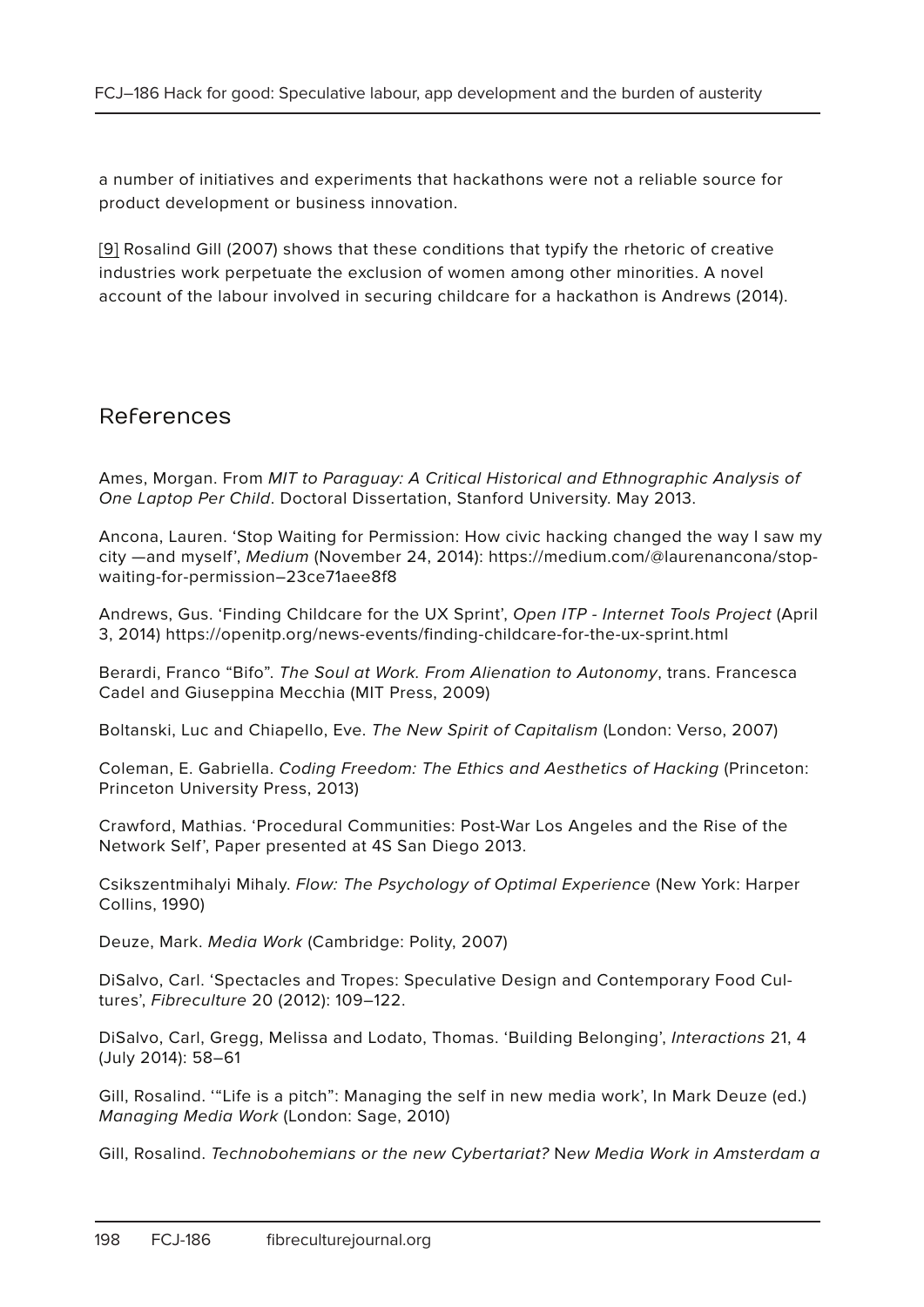a number of initiatives and experiments that hackathons were not a reliable source for product development or business innovation.

[9] Rosalind Gill (2007) shows that these conditions that typify the rhetoric of creative industries work perpetuate the exclusion of women among other minorities. A novel account of the labour involved in securing childcare for a hackathon is Andrews (2014).

## References

Ames, Morgan. From *MIT to Paraguay: A Critical Historical and Ethnographic Analysis of One Laptop Per Child*. Doctoral Dissertation, Stanford University. May 2013.

Ancona, Lauren. 'Stop Waiting for Permission: How civic hacking changed the way I saw my city —and myself', *Medium* (November 24, 2014): https://medium.com/@laurenancona/stop-waiting-for-permission–23ce71aee8f8

Andrews, Gus. 'Finding Childcare for the UX Sprint', *Open ITP - Internet Tools Project* (April 3, 2014) https://openitp.org/news-events/finding-childcare-for-the-ux-sprint.html

Berardi, Franco "Bifo". *The Soul at Work. From Alienation to Autonomy*, trans. Francesca Cadel and Giuseppina Mecchia (MIT Press, 2009)

Boltanski, Luc and Chiapello, Eve. *The New Spirit of Capitalism* (London: Verso, 2007)

Coleman, E. Gabriella. *Coding Freedom: The Ethics and Aesthetics of Hacking* (Princeton: Princeton University Press, 2013)

Crawford, Mathias. 'Procedural Communities: Post-War Los Angeles and the Rise of the Network Self', Paper presented at 4S San Diego 2013.

Csikszentmihalyi Mihaly. *Flow: The Psychology of Optimal Experience* (New York: Harper Collins, 1990)

Deuze, Mark. *Media Work* (Cambridge: Polity, 2007)

DiSalvo, Carl. 'Spectacles and Tropes: Speculative Design and Contemporary Food Cultures', *Fibreculture* 20 (2012): 109–122.

DiSalvo, Carl, Gregg, Melissa and Lodato, Thomas. 'Building Belonging', *Interactions* 21, 4 (July 2014): 58–61

Gill, Rosalind. '"Life is a pitch": Managing the self in new media work', In Mark Deuze (ed.) *Managing Media Work* (London: Sage, 2010)

Gill, Rosalind. *Technobohemians or the new Cybertariat? New Media Work in Amsterdam a*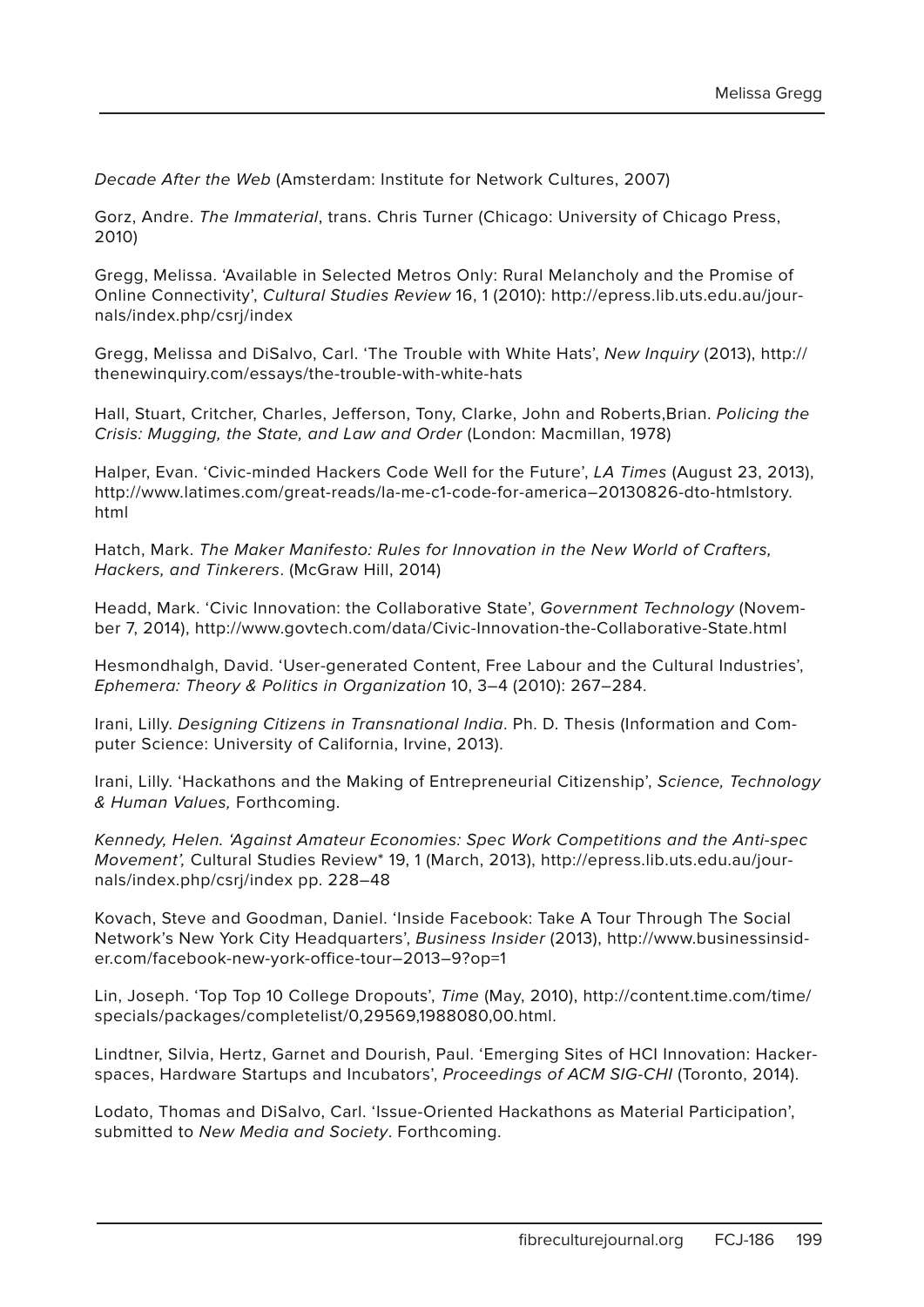*Decade After the Web* (Amsterdam: Institute for Network Cultures, 2007)

Gorz, Andre. *The Immaterial*, trans. Chris Turner (Chicago: University of Chicago Press, 2010)

Gregg, Melissa. 'Available in Selected Metros Only: Rural Melancholy and the Promise of Online Connectivity', *Cultural Studies Review* 16, 1 (2010): http://epress.lib.uts.edu.au/journals/index.php/csrj/index

Gregg, Melissa and DiSalvo, Carl. 'The Trouble with White Hats', *New Inquiry* (2013), http://thenewinquiry.com/essays/the-trouble-with-white-hats

Hall, Stuart, Critcher, Charles, Jefferson, Tony, Clarke, John and Roberts,Brian. *Policing the Crisis: Mugging, the State, and Law and Order* (London: Macmillan, 1978)

Halper, Evan. 'Civic-minded Hackers Code Well for the Future', *LA Times* (August 23, 2013), http://www.latimes.com/great-reads/la-me-c1-code-for-america–20130826-dto-htmlstory.html

Hatch, Mark. *The Maker Manifesto: Rules for Innovation in the New World of Crafters, Hackers, and Tinkerers*. (McGraw Hill, 2014)

Headd, Mark. 'Civic Innovation: the Collaborative State', *Government Technology* (November 7, 2014), http://www.govtech.com/data/Civic-Innovation-the-Collaborative-State.html

Hesmondhalgh, David. 'User-generated Content, Free Labour and the Cultural Industries', *Ephemera: Theory & Politics in Organization* 10, 3–4 (2010): 267–284.

Irani, Lilly. *Designing Citizens in Transnational India*. Ph. D. Thesis (Information and Computer Science: University of California, Irvine, 2013).

Irani, Lilly. 'Hackathons and the Making of Entrepreneurial Citizenship', *Science, Technology & Human Values,* Forthcoming.

*Kennedy, Helen. 'Against Amateur Economies: Spec Work Competitions and the Anti-spec Movement',* Cultural Studies Review* 19, 1 (March, 2013), http://epress.lib.uts.edu.au/journals/index.php/csrj/index pp. 228–48

Kovach, Steve and Goodman, Daniel. 'Inside Facebook: Take A Tour Through The Social Network's New York City Headquarters', *Business Insider* (2013), http://www.businessinsider.com/facebook-new-york-office-tour–2013–9?op=1

Lin, Joseph. 'Top Top 10 College Dropouts', *Time* (May, 2010), http://content.time.com/time/specials/packages/completelist/0,29569,1988080,00.html.

Lindtner, Silvia, Hertz, Garnet and Dourish, Paul. 'Emerging Sites of HCI Innovation: Hackerspaces, Hardware Startups and Incubators', *Proceedings of ACM SIG-CHI* (Toronto, 2014).

Lodato, Thomas and DiSalvo, Carl. 'Issue-Oriented Hackathons as Material Participation', submitted to *New Media and Society*. Forthcoming.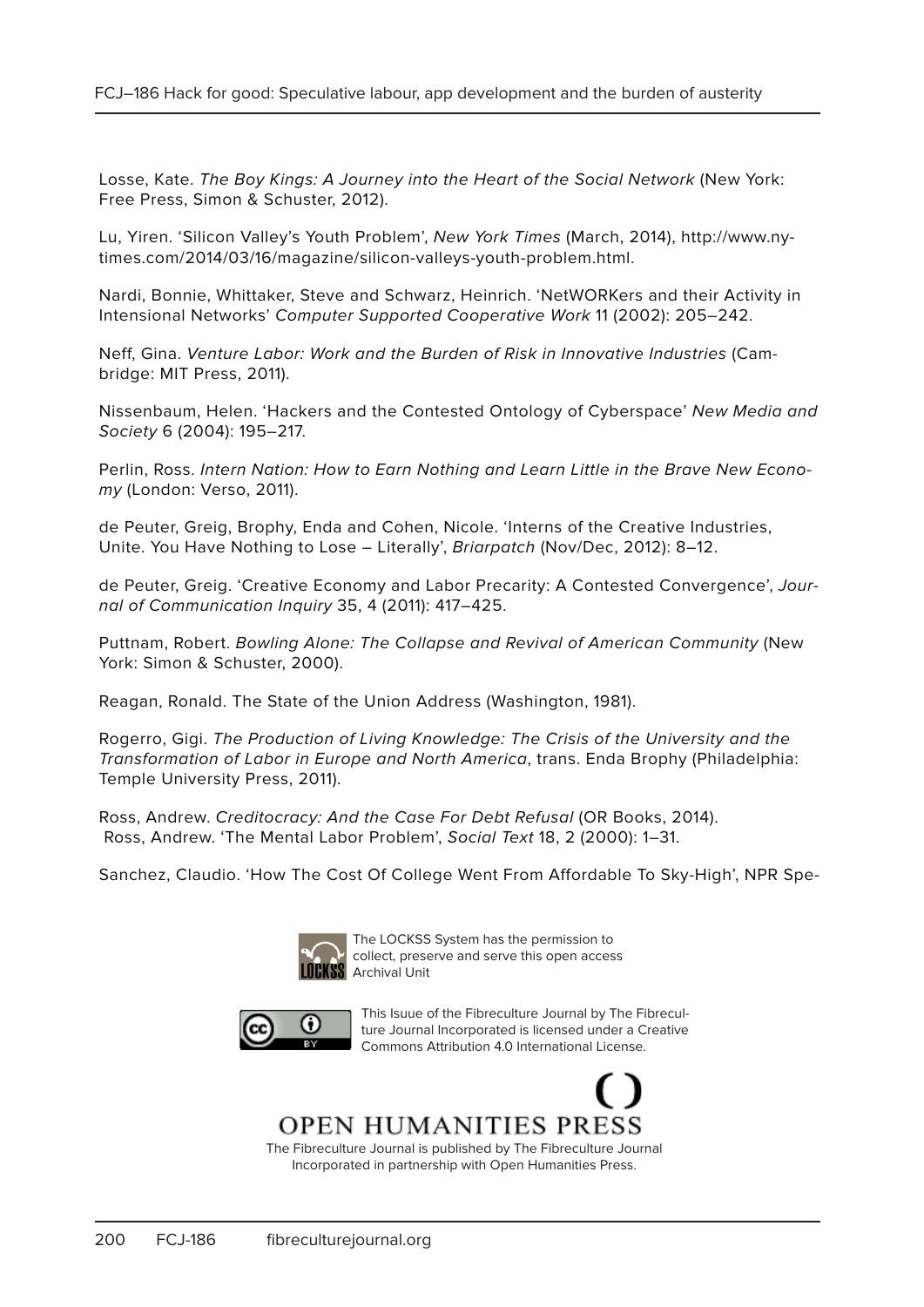Losse, Kate. *The Boy Kings: A Journey into the Heart of the Social Network* (New York: Free Press, Simon & Schuster, 2012).

Lu, Yiren. 'Silicon Valley's Youth Problem', *New York Times* (March, 2014), http://www.nytimes.com/2014/03/16/magazine/silicon-valleys-youth-problem.html.

Nardi, Bonnie, Whittaker, Steve and Schwarz, Heinrich. 'NetWORKers and their Activity in Intensional Networks' *Computer Supported Cooperative Work* 11 (2002): 205–242.

Neff, Gina. *Venture Labor: Work and the Burden of Risk in Innovative Industries* (Cambridge: MIT Press, 2011).

Nissenbaum, Helen. 'Hackers and the Contested Ontology of Cyberspace' *New Media and Society* 6 (2004): 195–217.

Perlin, Ross. *Intern Nation: How to Earn Nothing and Learn Little in the Brave New Economy* (London: Verso, 2011).

de Peuter, Greig, Brophy, Enda and Cohen, Nicole. 'Interns of the Creative Industries, Unite. You Have Nothing to Lose – Literally', *Briarpatch* (Nov/Dec, 2012): 8–12.

de Peuter, Greig. 'Creative Economy and Labor Precarity: A Contested Convergence', *Journal of Communication Inquiry* 35, 4 (2011): 417–425.

Puttnam, Robert. *Bowling Alone: The Collapse and Revival of American Community* (New York: Simon & Schuster, 2000).

Reagan, Ronald. The State of the Union Address (Washington, 1981).

Rogerro, Gigi. *The Production of Living Knowledge: The Crisis of the University and the Transformation of Labor in Europe and North America*, trans. Enda Brophy (Philadelphia: Temple University Press, 2011).

Ross, Andrew. *Creditocracy: And the Case For Debt Refusal* (OR Books, 2014).
Ross, Andrew. 'The Mental Labor Problem', *Social Text* 18, 2 (2000): 1–31.

Sanchez, Claudio. 'How The Cost Of College Went From Affordable To Sky-High', NPR Spe-

The LOCKSS System has the permission to collect, preserve and serve this open access Archival Unit

This Isuue of the Fibreculture Journal by The Fibreculture Journal Incorporated is licensed under a Creative Commons Attribution 4.0 International License.

OPEN HUMANITIES PRESS

The Fibreculture Journal is published by The Fibreculture Journal Incorporated in partnership with Open Humanities Press.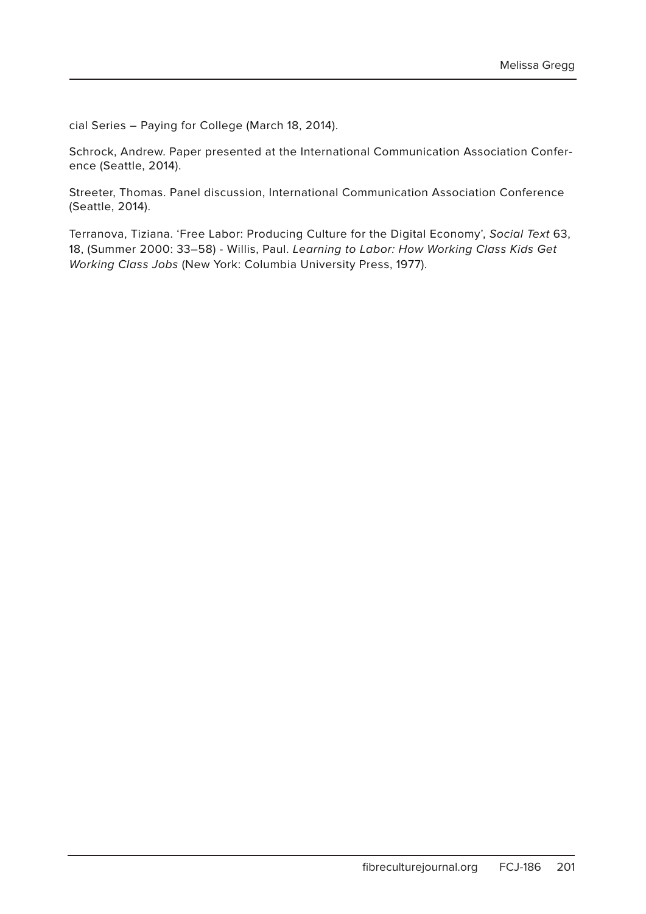cial Series – Paying for College (March 18, 2014).

Schrock, Andrew. Paper presented at the International Communication Association Conference (Seattle, 2014).

Streeter, Thomas. Panel discussion, International Communication Association Conference (Seattle, 2014).

Terranova, Tiziana. 'Free Labor: Producing Culture for the Digital Economy', *Social Text* 63, 18, (Summer 2000: 33–58) - Willis, Paul. *Learning to Labor: How Working Class Kids Get Working Class Jobs* (New York: Columbia University Press, 1977).